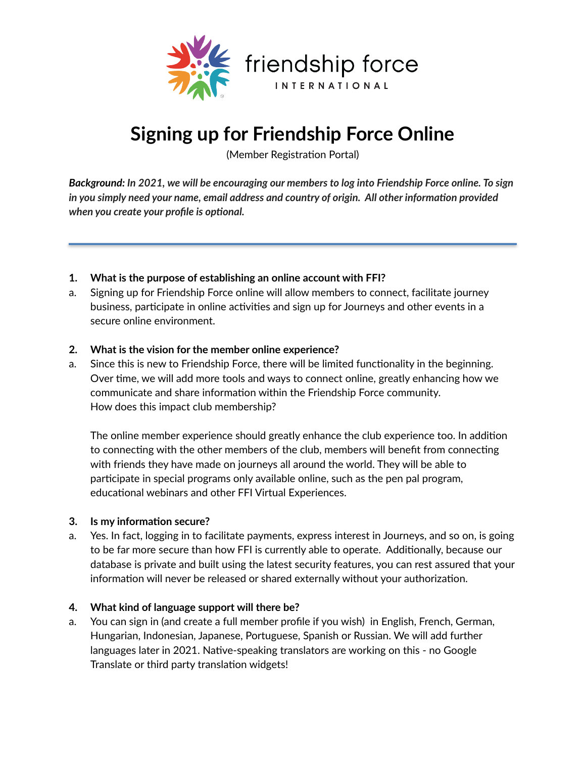friendship force

INTERNATIONAL

# Signing up for Friendship Force Online

(Member Registration Portal)

***Background:** In 2021, we will be encouraging our members to log into Friendship Force online. To sign in you simply need your name, email address and country of origin. All other information provided when you create your profile is optional.*

---

**1. What is the purpose of establishing an online account with FFI?**

a. Signing up for Friendship Force online will allow members to connect, facilitate journey business, participate in online activities and sign up for Journeys and other events in a secure online environment.

**2. What is the vision for the member online experience?**

a. Since this is new to Friendship Force, there will be limited functionality in the beginning. Over time, we will add more tools and ways to connect online, greatly enhancing how we communicate and share information within the Friendship Force community.
How does this impact club membership?

The online member experience should greatly enhance the club experience too. In addition to connecting with the other members of the club, members will benefit from connecting with friends they have made on journeys all around the world. They will be able to participate in special programs only available online, such as the pen pal program, educational webinars and other FFI Virtual Experiences.

**3. Is my information secure?**

a. Yes. In fact, logging in to facilitate payments, express interest in Journeys, and so on, is going to be far more secure than how FFI is currently able to operate. Additionally, because our database is private and built using the latest security features, you can rest assured that your information will never be released or shared externally without your authorization.

**4. What kind of language support will there be?**

a. You can sign in (and create a full member profile if you wish) in English, French, German, Hungarian, Indonesian, Japanese, Portuguese, Spanish or Russian. We will add further languages later in 2021. Native-speaking translators are working on this - no Google Translate or third party translation widgets!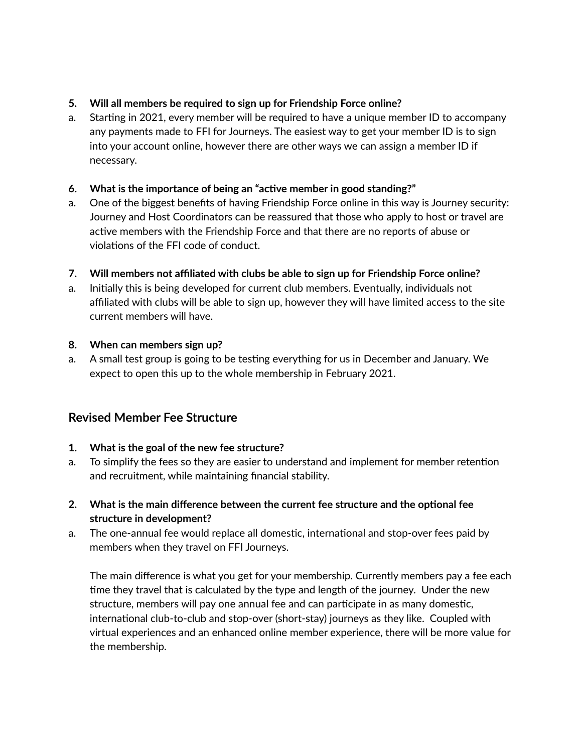5. **Will all members be required to sign up for Friendship Force online?**
   a. Starting in 2021, every member will be required to have a unique member ID to accompany any payments made to FFI for Journeys. The easiest way to get your member ID is to sign into your account online, however there are other ways we can assign a member ID if necessary.

6. **What is the importance of being an "active member in good standing?"**
   a. One of the biggest benefits of having Friendship Force online in this way is Journey security: Journey and Host Coordinators can be reassured that those who apply to host or travel are active members with the Friendship Force and that there are no reports of abuse or violations of the FFI code of conduct.

7. **Will members not affiliated with clubs be able to sign up for Friendship Force online?**
   a. Initially this is being developed for current club members. Eventually, individuals not affiliated with clubs will be able to sign up, however they will have limited access to the site current members will have.

8. **When can members sign up?**
   a. A small test group is going to be testing everything for us in December and January. We expect to open this up to the whole membership in February 2021.

## Revised Member Fee Structure

1. **What is the goal of the new fee structure?**
   a. To simplify the fees so they are easier to understand and implement for member retention and recruitment, while maintaining financial stability.

2. **What is the main difference between the current fee structure and the optional fee structure in development?**
   a. The one-annual fee would replace all domestic, international and stop-over fees paid by members when they travel on FFI Journeys.

   The main difference is what you get for your membership. Currently members pay a fee each time they travel that is calculated by the type and length of the journey. Under the new structure, members will pay one annual fee and can participate in as many domestic, international club-to-club and stop-over (short-stay) journeys as they like. Coupled with virtual experiences and an enhanced online member experience, there will be more value for the membership.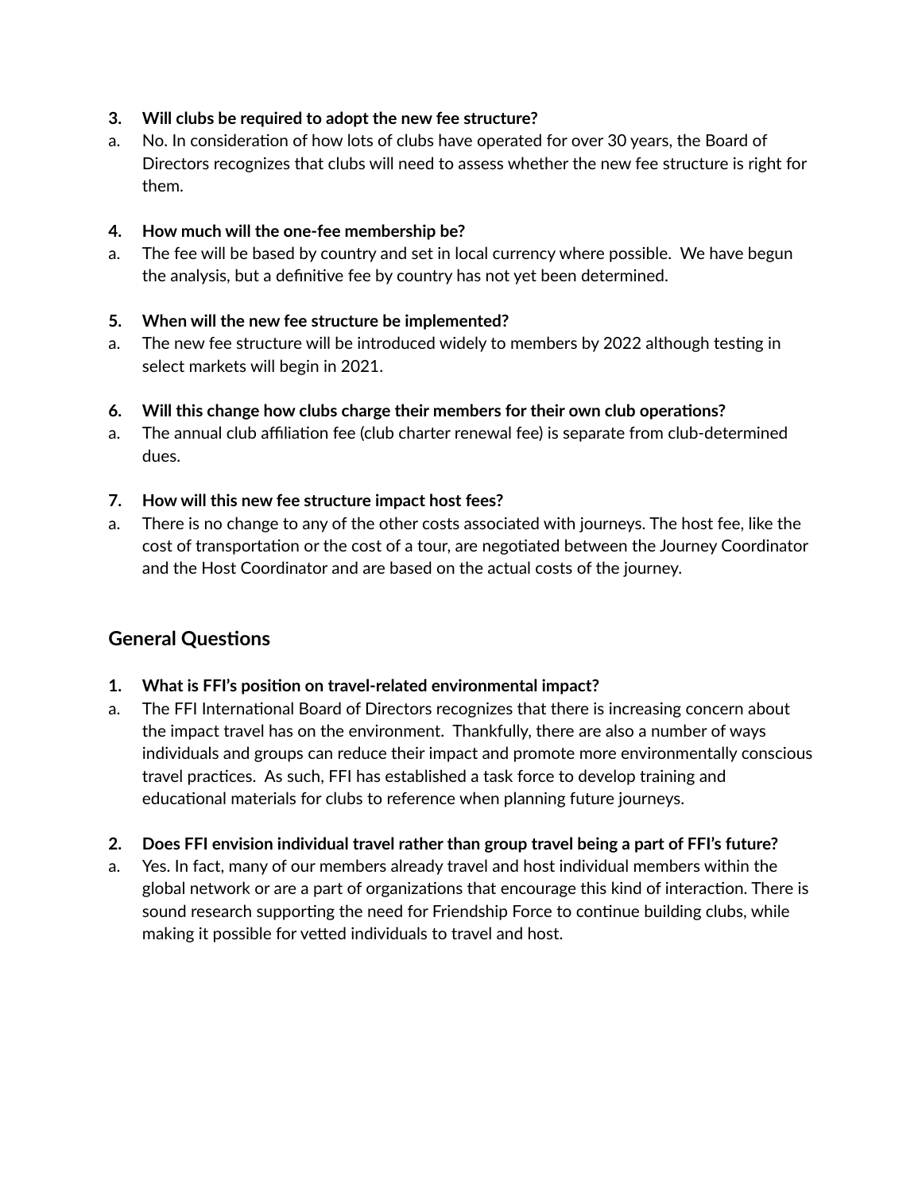**3. Will clubs be required to adopt the new fee structure?**

a. No. In consideration of how lots of clubs have operated for over 30 years, the Board of Directors recognizes that clubs will need to assess whether the new fee structure is right for them.

**4. How much will the one-fee membership be?**

a. The fee will be based by country and set in local currency where possible. We have begun the analysis, but a definitive fee by country has not yet been determined.

**5. When will the new fee structure be implemented?**

a. The new fee structure will be introduced widely to members by 2022 although testing in select markets will begin in 2021.

**6. Will this change how clubs charge their members for their own club operations?**

a. The annual club affiliation fee (club charter renewal fee) is separate from club-determined dues.

**7. How will this new fee structure impact host fees?**

a. There is no change to any of the other costs associated with journeys. The host fee, like the cost of transportation or the cost of a tour, are negotiated between the Journey Coordinator and the Host Coordinator and are based on the actual costs of the journey.

## General Questions

**1. What is FFI's position on travel-related environmental impact?**

a. The FFI International Board of Directors recognizes that there is increasing concern about the impact travel has on the environment. Thankfully, there are also a number of ways individuals and groups can reduce their impact and promote more environmentally conscious travel practices. As such, FFI has established a task force to develop training and educational materials for clubs to reference when planning future journeys.

**2. Does FFI envision individual travel rather than group travel being a part of FFI's future?**

a. Yes. In fact, many of our members already travel and host individual members within the global network or are a part of organizations that encourage this kind of interaction. There is sound research supporting the need for Friendship Force to continue building clubs, while making it possible for vetted individuals to travel and host.